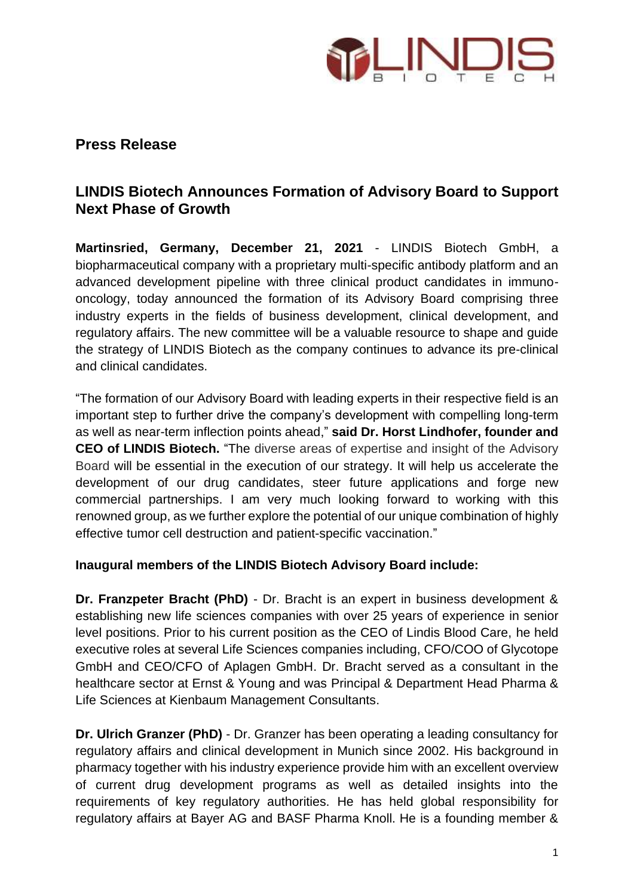**Press Release**

## LINDIS Biotech Announces Formation of Advisory Board to Support Next Phase of Growth

**Martinsried, Germany, December 21, 2021** - LINDIS Biotech GmbH, a biopharmaceutical company with a proprietary multi-specific antibody platform and an advanced development pipeline with three clinical product candidates in immuno-oncology, today announced the formation of its Advisory Board comprising three industry experts in the fields of business development, clinical development, and regulatory affairs. The new committee will be a valuable resource to shape and guide the strategy of LINDIS Biotech as the company continues to advance its pre-clinical and clinical candidates.

"The formation of our Advisory Board with leading experts in their respective field is an important step to further drive the company's development with compelling long-term as well as near-term inflection points ahead," **said Dr. Horst Lindhofer, founder and CEO of LINDIS Biotech.** "The diverse areas of expertise and insight of the Advisory Board will be essential in the execution of our strategy. It will help us accelerate the development of our drug candidates, steer future applications and forge new commercial partnerships. I am very much looking forward to working with this renowned group, as we further explore the potential of our unique combination of highly effective tumor cell destruction and patient-specific vaccination."

**Inaugural members of the LINDIS Biotech Advisory Board include:**

**Dr. Franzpeter Bracht (PhD)** - Dr. Bracht is an expert in business development & establishing new life sciences companies with over 25 years of experience in senior level positions. Prior to his current position as the CEO of Lindis Blood Care, he held executive roles at several Life Sciences companies including, CFO/COO of Glycotope GmbH and CEO/CFO of Aplagen GmbH. Dr. Bracht served as a consultant in the healthcare sector at Ernst & Young and was Principal & Department Head Pharma & Life Sciences at Kienbaum Management Consultants.

**Dr. Ulrich Granzer (PhD)** - Dr. Granzer has been operating a leading consultancy for regulatory affairs and clinical development in Munich since 2002. His background in pharmacy together with his industry experience provide him with an excellent overview of current drug development programs as well as detailed insights into the requirements of key regulatory authorities. He has held global responsibility for regulatory affairs at Bayer AG and BASF Pharma Knoll. He is a founding member &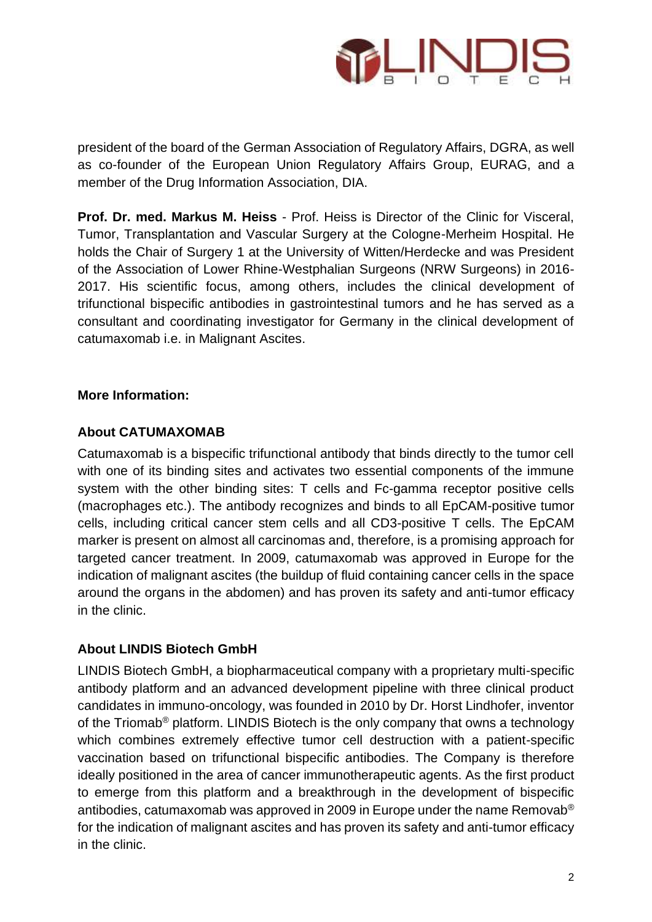president of the board of the German Association of Regulatory Affairs, DGRA, as well as co-founder of the European Union Regulatory Affairs Group, EURAG, and a member of the Drug Information Association, DIA.

**Prof. Dr. med. Markus M. Heiss** - Prof. Heiss is Director of the Clinic for Visceral, Tumor, Transplantation and Vascular Surgery at the Cologne-Merheim Hospital. He holds the Chair of Surgery 1 at the University of Witten/Herdecke and was President of the Association of Lower Rhine-Westphalian Surgeons (NRW Surgeons) in 2016-2017. His scientific focus, among others, includes the clinical development of trifunctional bispecific antibodies in gastrointestinal tumors and he has served as a consultant and coordinating investigator for Germany in the clinical development of catumaxomab i.e. in Malignant Ascites.

**More Information:**

**About CATUMAXOMAB**

Catumaxomab is a bispecific trifunctional antibody that binds directly to the tumor cell with one of its binding sites and activates two essential components of the immune system with the other binding sites: T cells and Fc-gamma receptor positive cells (macrophages etc.). The antibody recognizes and binds to all EpCAM-positive tumor cells, including critical cancer stem cells and all CD3-positive T cells. The EpCAM marker is present on almost all carcinomas and, therefore, is a promising approach for targeted cancer treatment. In 2009, catumaxomab was approved in Europe for the indication of malignant ascites (the buildup of fluid containing cancer cells in the space around the organs in the abdomen) and has proven its safety and anti-tumor efficacy in the clinic.

**About LINDIS Biotech GmbH**

LINDIS Biotech GmbH, a biopharmaceutical company with a proprietary multi-specific antibody platform and an advanced development pipeline with three clinical product candidates in immuno-oncology, was founded in 2010 by Dr. Horst Lindhofer, inventor of the Triomab® platform. LINDIS Biotech is the only company that owns a technology which combines extremely effective tumor cell destruction with a patient-specific vaccination based on trifunctional bispecific antibodies. The Company is therefore ideally positioned in the area of cancer immunotherapeutic agents. As the first product to emerge from this platform and a breakthrough in the development of bispecific antibodies, catumaxomab was approved in 2009 in Europe under the name Removab® for the indication of malignant ascites and has proven its safety and anti-tumor efficacy in the clinic.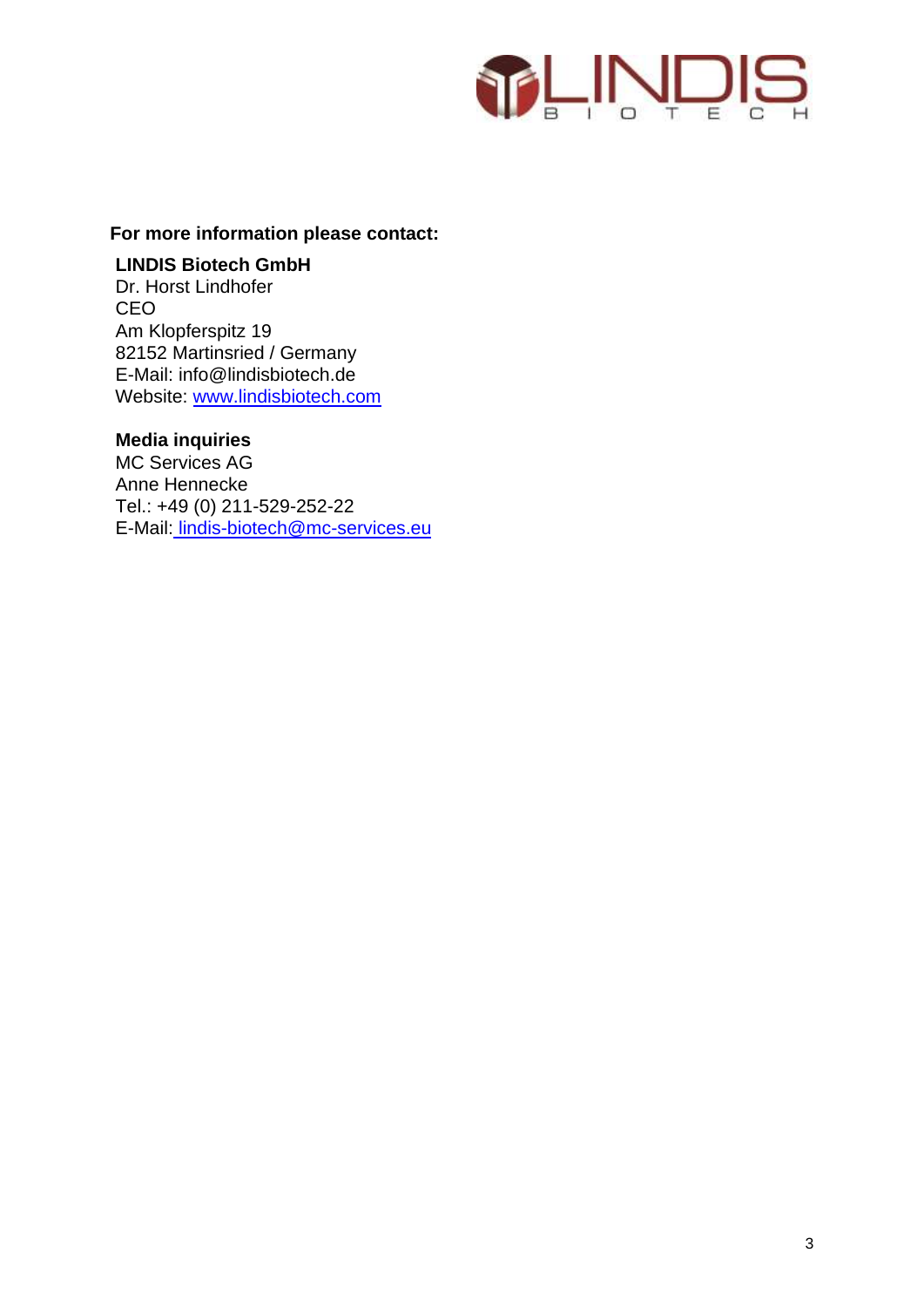**For more information please contact:**

**LINDIS Biotech GmbH**
Dr. Horst Lindhofer
CEO
Am Klopferspitz 19
82152 Martinsried / Germany
E-Mail: info@lindisbiotech.de
Website: www.lindisbiotech.com

**Media inquiries**
MC Services AG
Anne Hennecke
Tel.: +49 (0) 211-529-252-22
E-Mail: lindis-biotech@mc-services.eu